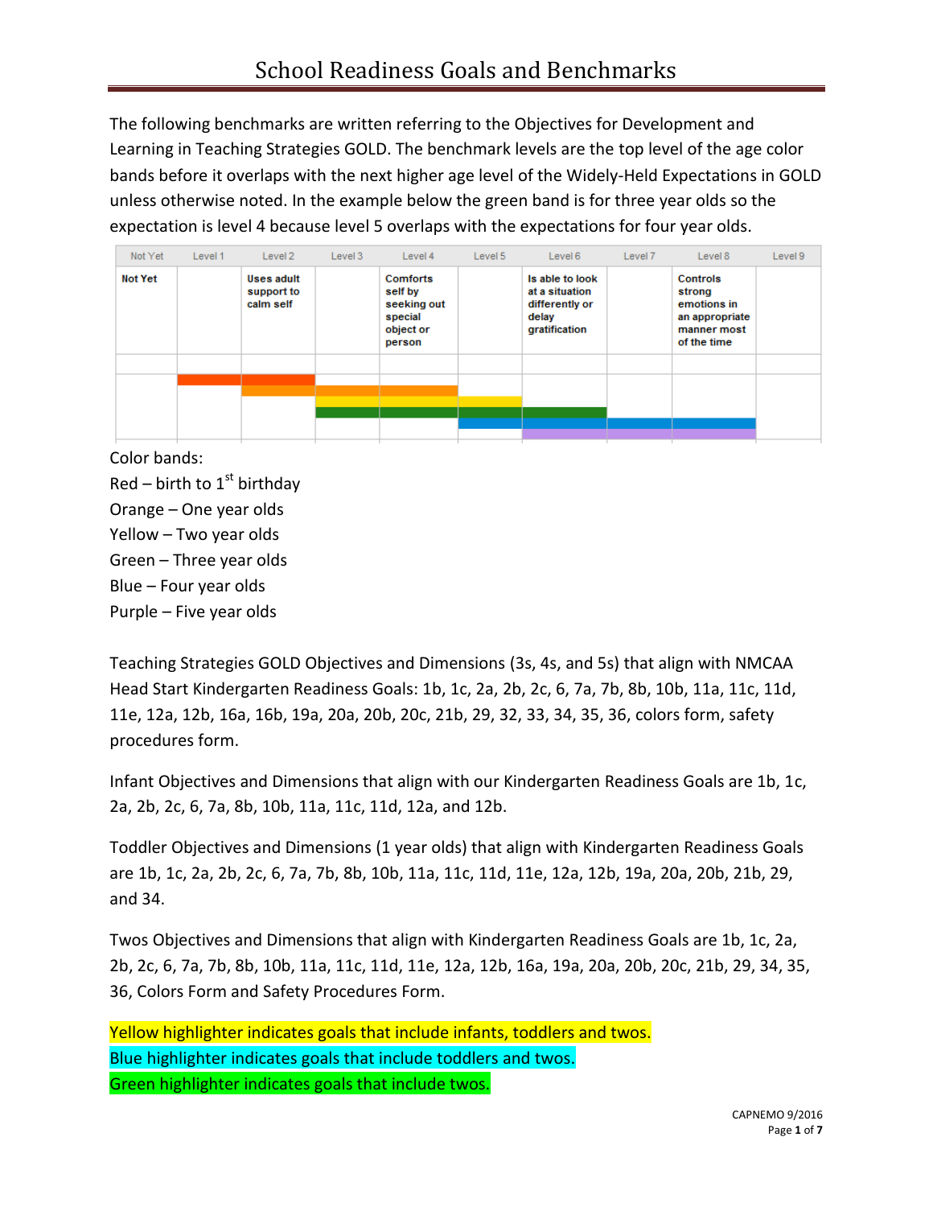# School Readiness Goals and Benchmarks

The following benchmarks are written referring to the Objectives for Development and Learning in Teaching Strategies GOLD. The benchmark levels are the top level of the age color bands before it overlaps with the next higher age level of the Widely-Held Expectations in GOLD unless otherwise noted. In the example below the green band is for three year olds so the expectation is level 4 because level 5 overlaps with the expectations for four year olds.

| Not Yet | Level 1 | Level 2 | Level 3 | Level 4 | Level 5 | Level 6 | Level 7 | Level 8 | Level 9 |
|---|---|---|---|---|---|---|---|---|---|
| Not Yet | | Uses adult support to calm self | | Comforts self by seeking out special object or person | | Is able to look at a situation differently or delay gratification | | Controls strong emotions in an appropriate manner most of the time | |

Color bands:

Red – birth to 1st birthday

Orange – One year olds

Yellow – Two year olds

Green – Three year olds

Blue – Four year olds

Purple – Five year olds

Teaching Strategies GOLD Objectives and Dimensions (3s, 4s, and 5s) that align with NMCAA Head Start Kindergarten Readiness Goals: 1b, 1c, 2a, 2b, 2c, 6, 7a, 7b, 8b, 10b, 11a, 11c, 11d, 11e, 12a, 12b, 16a, 16b, 19a, 20a, 20b, 20c, 21b, 29, 32, 33, 34, 35, 36, colors form, safety procedures form.

Infant Objectives and Dimensions that align with our Kindergarten Readiness Goals are 1b, 1c, 2a, 2b, 2c, 6, 7a, 8b, 10b, 11a, 11c, 11d, 12a, and 12b.

Toddler Objectives and Dimensions (1 year olds) that align with Kindergarten Readiness Goals are 1b, 1c, 2a, 2b, 2c, 6, 7a, 7b, 8b, 10b, 11a, 11c, 11d, 11e, 12a, 12b, 19a, 20a, 20b, 21b, 29, and 34.

Twos Objectives and Dimensions that align with Kindergarten Readiness Goals are 1b, 1c, 2a, 2b, 2c, 6, 7a, 7b, 8b, 10b, 11a, 11c, 11d, 11e, 12a, 12b, 16a, 19a, 20a, 20b, 20c, 21b, 29, 34, 35, 36, Colors Form and Safety Procedures Form.

Yellow highlighter indicates goals that include infants, toddlers and twos.

Blue highlighter indicates goals that include toddlers and twos.

Green highlighter indicates goals that include twos.

CAPNEMO 9/2016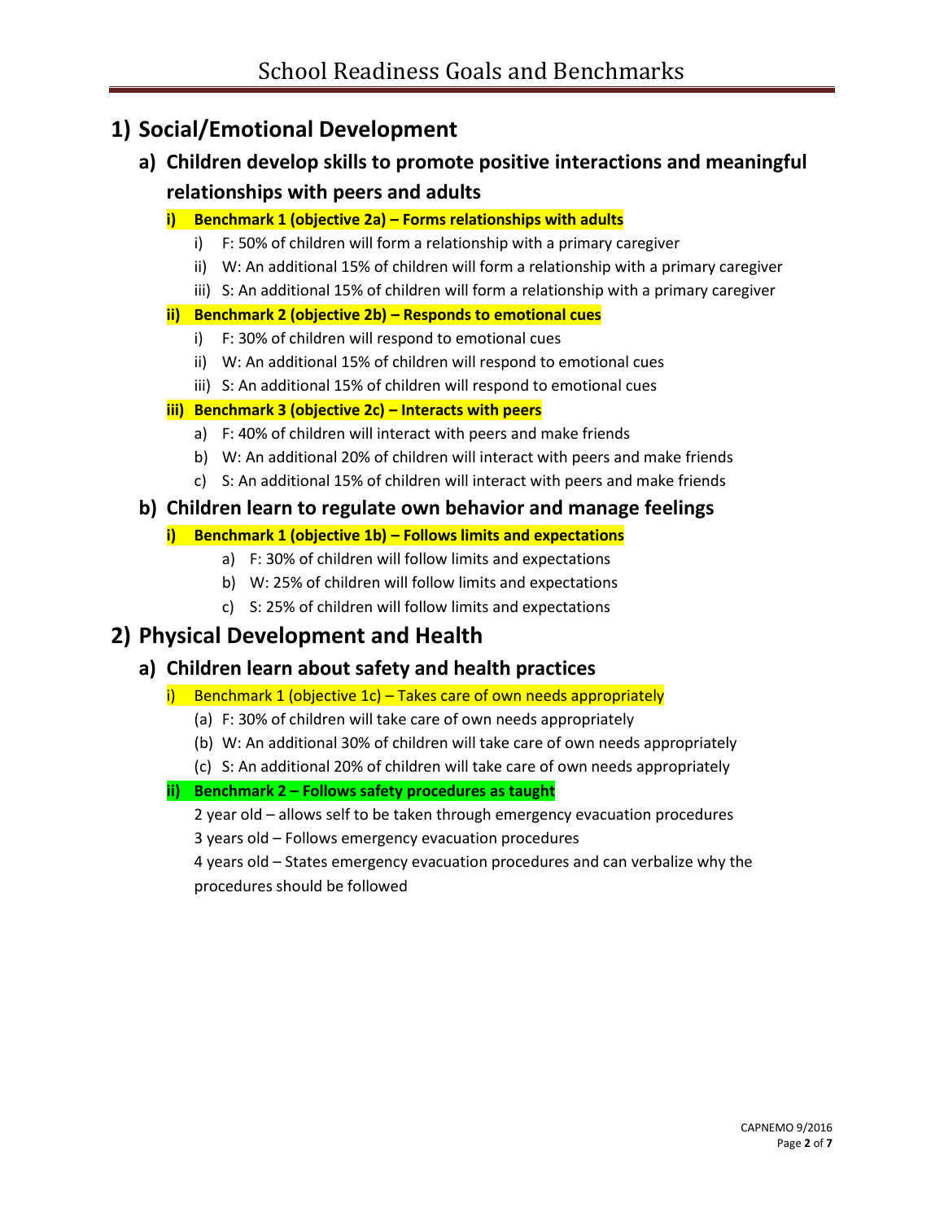# 1) Social/Emotional Development

## a) Children develop skills to promote positive interactions and meaningful relationships with peers and adults

### i) Benchmark 1 (objective 2a) – Forms relationships with adults

- i) F: 50% of children will form a relationship with a primary caregiver
- ii) W: An additional 15% of children will form a relationship with a primary caregiver
- iii) S: An additional 15% of children will form a relationship with a primary caregiver

### ii) Benchmark 2 (objective 2b) – Responds to emotional cues

- i) F: 30% of children will respond to emotional cues
- ii) W: An additional 15% of children will respond to emotional cues
- iii) S: An additional 15% of children will respond to emotional cues

### iii) Benchmark 3 (objective 2c) – Interacts with peers

- a) F: 40% of children will interact with peers and make friends
- b) W: An additional 20% of children will interact with peers and make friends
- c) S: An additional 15% of children will interact with peers and make friends

## b) Children learn to regulate own behavior and manage feelings

### i) Benchmark 1 (objective 1b) – Follows limits and expectations

- a) F: 30% of children will follow limits and expectations
- b) W: 25% of children will follow limits and expectations
- c) S: 25% of children will follow limits and expectations

# 2) Physical Development and Health

## a) Children learn about safety and health practices

### i) Benchmark 1 (objective 1c) – Takes care of own needs appropriately

- (a) F: 30% of children will take care of own needs appropriately
- (b) W: An additional 30% of children will take care of own needs appropriately
- (c) S: An additional 20% of children will take care of own needs appropriately

### ii) Benchmark 2 – Follows safety procedures as taught

2 year old – allows self to be taken through emergency evacuation procedures

3 years old – Follows emergency evacuation procedures

4 years old – States emergency evacuation procedures and can verbalize why the procedures should be followed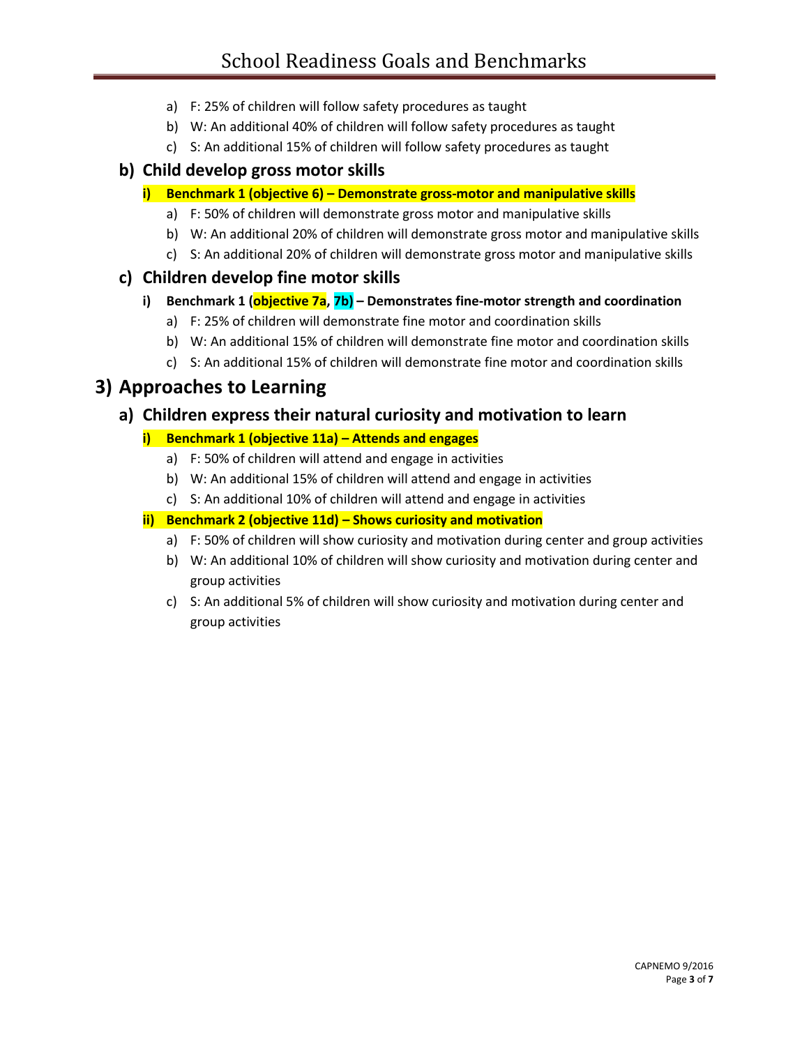a) F: 25% of children will follow safety procedures as taught
b) W: An additional 40% of children will follow safety procedures as taught
c) S: An additional 15% of children will follow safety procedures as taught

### b) Child develop gross motor skills

#### i) Benchmark 1 (objective 6) – Demonstrate gross-motor and manipulative skills

a) F: 50% of children will demonstrate gross motor and manipulative skills
b) W: An additional 20% of children will demonstrate gross motor and manipulative skills
c) S: An additional 20% of children will demonstrate gross motor and manipulative skills

### c) Children develop fine motor skills

#### i) Benchmark 1 (objective 7a, 7b) – Demonstrates fine-motor strength and coordination

a) F: 25% of children will demonstrate fine motor and coordination skills
b) W: An additional 15% of children will demonstrate fine motor and coordination skills
c) S: An additional 15% of children will demonstrate fine motor and coordination skills

## 3) Approaches to Learning

### a) Children express their natural curiosity and motivation to learn

#### i) Benchmark 1 (objective 11a) – Attends and engages

a) F: 50% of children will attend and engage in activities
b) W: An additional 15% of children will attend and engage in activities
c) S: An additional 10% of children will attend and engage in activities

#### ii) Benchmark 2 (objective 11d) – Shows curiosity and motivation

a) F: 50% of children will show curiosity and motivation during center and group activities
b) W: An additional 10% of children will show curiosity and motivation during center and group activities
c) S: An additional 5% of children will show curiosity and motivation during center and group activities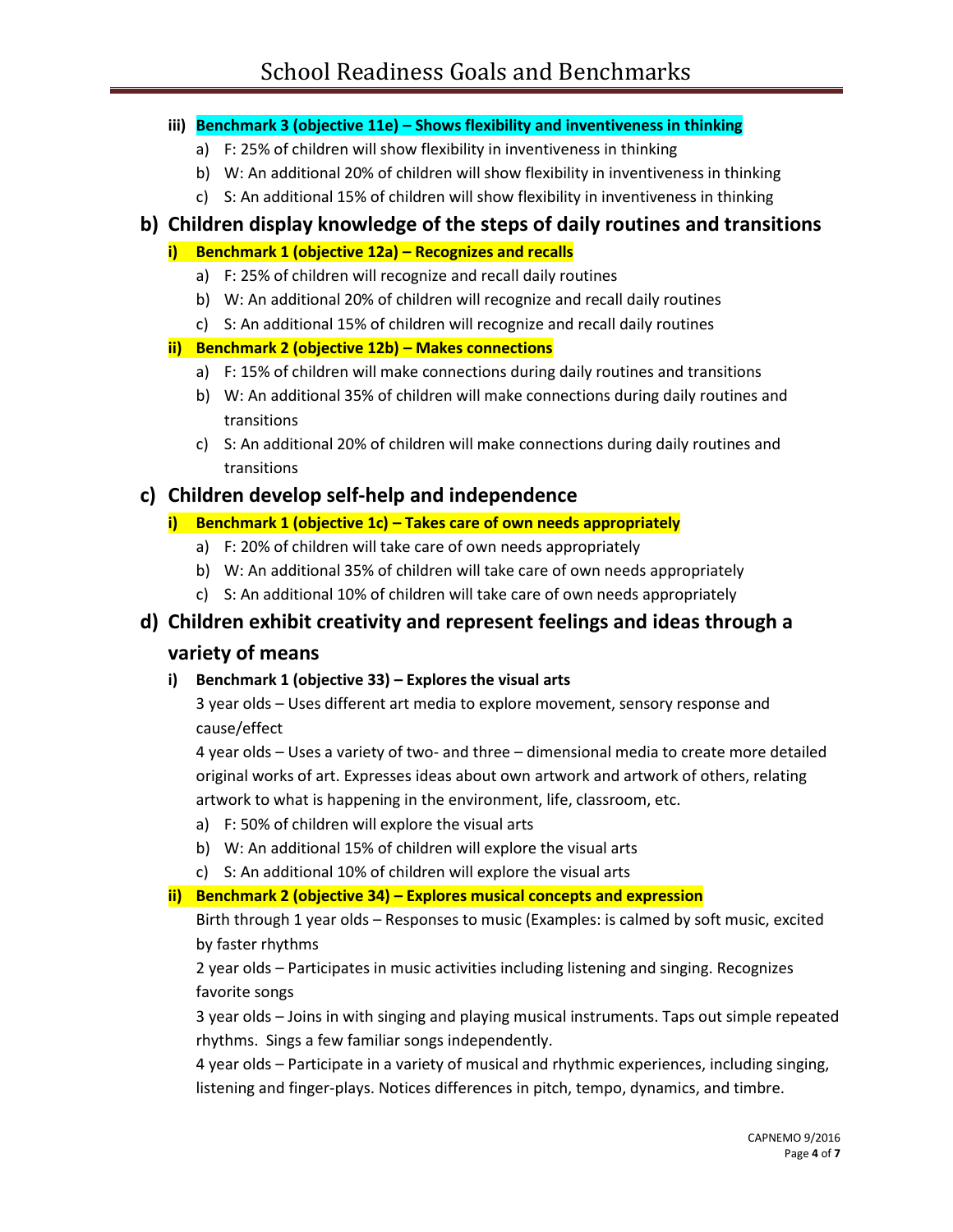iii) **Benchmark 3 (objective 11e) – Shows flexibility and inventiveness in thinking**

a) F: 25% of children will show flexibility in inventiveness in thinking
b) W: An additional 20% of children will show flexibility in inventiveness in thinking
c) S: An additional 15% of children will show flexibility in inventiveness in thinking

## b) Children display knowledge of the steps of daily routines and transitions

i) **Benchmark 1 (objective 12a) – Recognizes and recalls**

a) F: 25% of children will recognize and recall daily routines
b) W: An additional 20% of children will recognize and recall daily routines
c) S: An additional 15% of children will recognize and recall daily routines

ii) **Benchmark 2 (objective 12b) – Makes connections**

a) F: 15% of children will make connections during daily routines and transitions
b) W: An additional 35% of children will make connections during daily routines and transitions
c) S: An additional 20% of children will make connections during daily routines and transitions

## c) Children develop self-help and independence

i) **Benchmark 1 (objective 1c) – Takes care of own needs appropriately**

a) F: 20% of children will take care of own needs appropriately
b) W: An additional 35% of children will take care of own needs appropriately
c) S: An additional 10% of children will take care of own needs appropriately

## d) Children exhibit creativity and represent feelings and ideas through a variety of means

i) **Benchmark 1 (objective 33) – Explores the visual arts**

3 year olds – Uses different art media to explore movement, sensory response and cause/effect

4 year olds – Uses a variety of two- and three – dimensional media to create more detailed original works of art. Expresses ideas about own artwork and artwork of others, relating artwork to what is happening in the environment, life, classroom, etc.

a) F: 50% of children will explore the visual arts
b) W: An additional 15% of children will explore the visual arts
c) S: An additional 10% of children will explore the visual arts

ii) **Benchmark 2 (objective 34) – Explores musical concepts and expression**

Birth through 1 year olds – Responses to music (Examples: is calmed by soft music, excited by faster rhythms

2 year olds – Participates in music activities including listening and singing. Recognizes favorite songs

3 year olds – Joins in with singing and playing musical instruments. Taps out simple repeated rhythms. Sings a few familiar songs independently.

4 year olds – Participate in a variety of musical and rhythmic experiences, including singing, listening and finger-plays. Notices differences in pitch, tempo, dynamics, and timbre.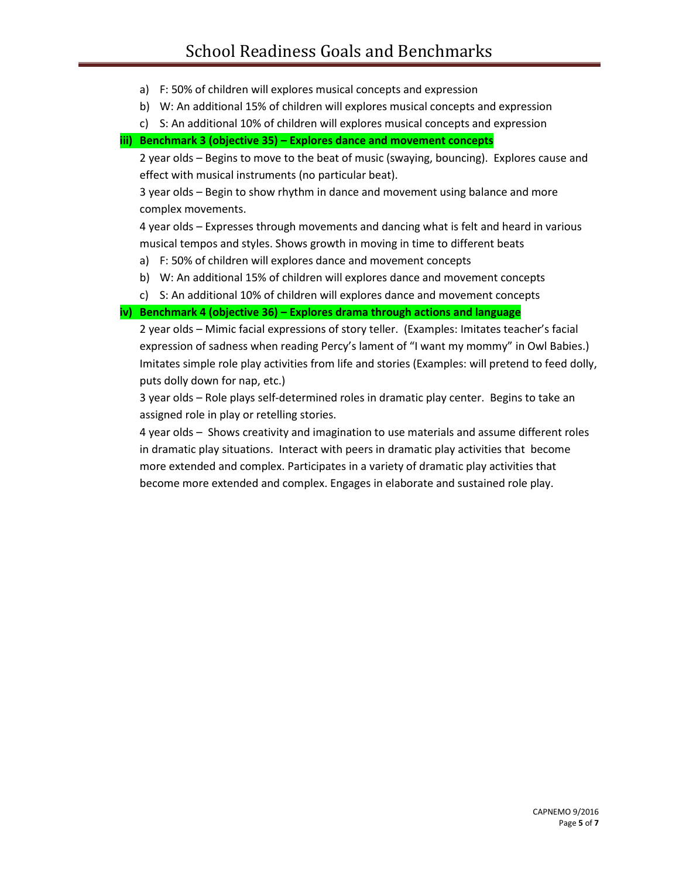a) F: 50% of children will explores musical concepts and expression
b) W: An additional 15% of children will explores musical concepts and expression
c) S: An additional 10% of children will explores musical concepts and expression

**iii) Benchmark 3 (objective 35) – Explores dance and movement concepts**

2 year olds – Begins to move to the beat of music (swaying, bouncing). Explores cause and effect with musical instruments (no particular beat).

3 year olds – Begin to show rhythm in dance and movement using balance and more complex movements.

4 year olds – Expresses through movements and dancing what is felt and heard in various musical tempos and styles. Shows growth in moving in time to different beats

a) F: 50% of children will explores dance and movement concepts
b) W: An additional 15% of children will explores dance and movement concepts
c) S: An additional 10% of children will explores dance and movement concepts

**iv) Benchmark 4 (objective 36) – Explores drama through actions and language**

2 year olds – Mimic facial expressions of story teller. (Examples: Imitates teacher's facial expression of sadness when reading Percy's lament of "I want my mommy" in Owl Babies.) Imitates simple role play activities from life and stories (Examples: will pretend to feed dolly, puts dolly down for nap, etc.)

3 year olds – Role plays self-determined roles in dramatic play center. Begins to take an assigned role in play or retelling stories.

4 year olds – Shows creativity and imagination to use materials and assume different roles in dramatic play situations. Interact with peers in dramatic play activities that become more extended and complex. Participates in a variety of dramatic play activities that become more extended and complex. Engages in elaborate and sustained role play.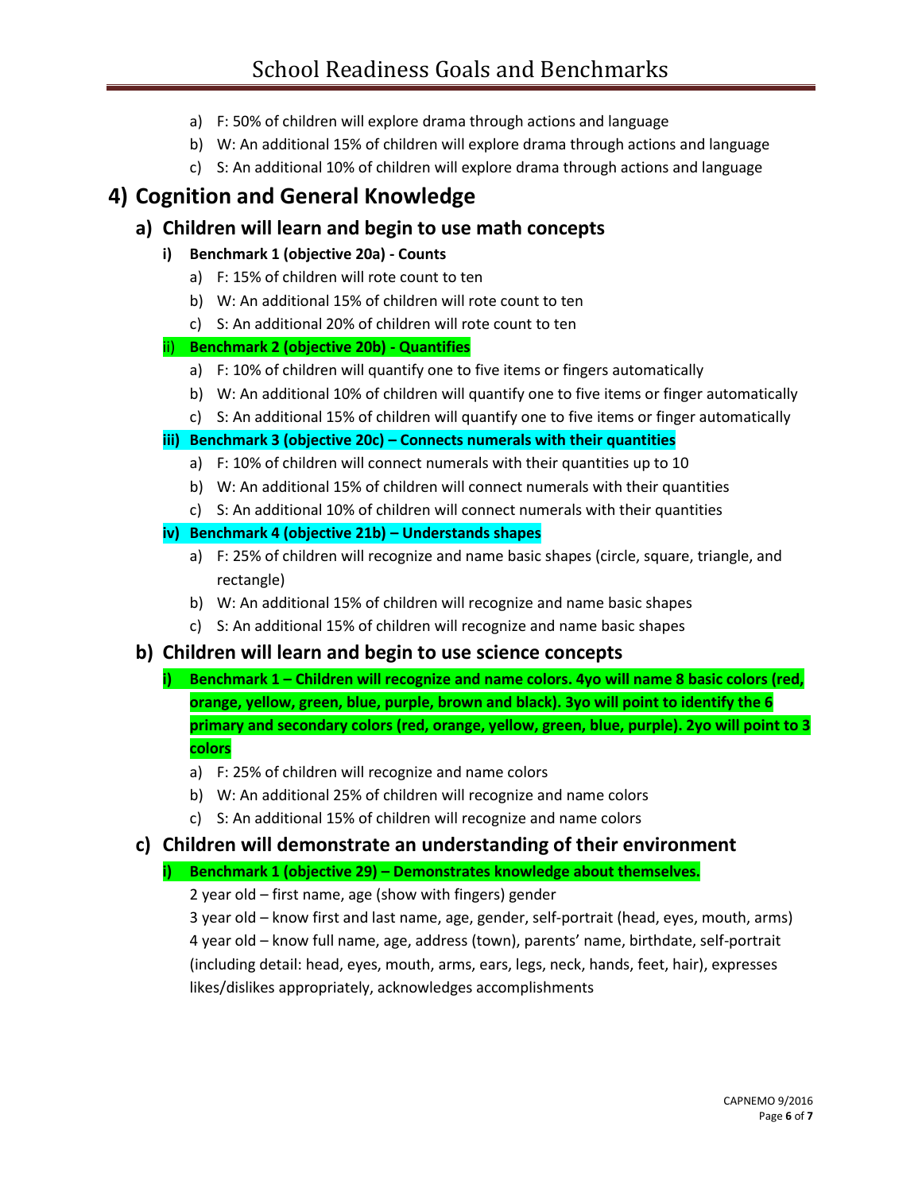a) F: 50% of children will explore drama through actions and language
b) W: An additional 15% of children will explore drama through actions and language
c) S: An additional 10% of children will explore drama through actions and language

## 4) Cognition and General Knowledge

### a) Children will learn and begin to use math concepts

#### i) Benchmark 1 (objective 20a) - Counts

a) F: 15% of children will rote count to ten
b) W: An additional 15% of children will rote count to ten
c) S: An additional 20% of children will rote count to ten

#### ii) Benchmark 2 (objective 20b) - Quantifies

a) F: 10% of children will quantify one to five items or fingers automatically
b) W: An additional 10% of children will quantify one to five items or finger automatically
c) S: An additional 15% of children will quantify one to five items or finger automatically

#### iii) Benchmark 3 (objective 20c) – Connects numerals with their quantities

a) F: 10% of children will connect numerals with their quantities up to 10
b) W: An additional 15% of children will connect numerals with their quantities
c) S: An additional 10% of children will connect numerals with their quantities

#### iv) Benchmark 4 (objective 21b) – Understands shapes

a) F: 25% of children will recognize and name basic shapes (circle, square, triangle, and rectangle)
b) W: An additional 15% of children will recognize and name basic shapes
c) S: An additional 15% of children will recognize and name basic shapes

### b) Children will learn and begin to use science concepts

#### i) Benchmark 1 – Children will recognize and name colors. 4yo will name 8 basic colors (red, orange, yellow, green, blue, purple, brown and black). 3yo will point to identify the 6 primary and secondary colors (red, orange, yellow, green, blue, purple). 2yo will point to 3 colors

a) F: 25% of children will recognize and name colors
b) W: An additional 25% of children will recognize and name colors
c) S: An additional 15% of children will recognize and name colors

### c) Children will demonstrate an understanding of their environment

#### i) Benchmark 1 (objective 29) – Demonstrates knowledge about themselves.

2 year old – first name, age (show with fingers) gender

3 year old – know first and last name, age, gender, self-portrait (head, eyes, mouth, arms)

4 year old – know full name, age, address (town), parents' name, birthdate, self-portrait (including detail: head, eyes, mouth, arms, ears, legs, neck, hands, feet, hair), expresses likes/dislikes appropriately, acknowledges accomplishments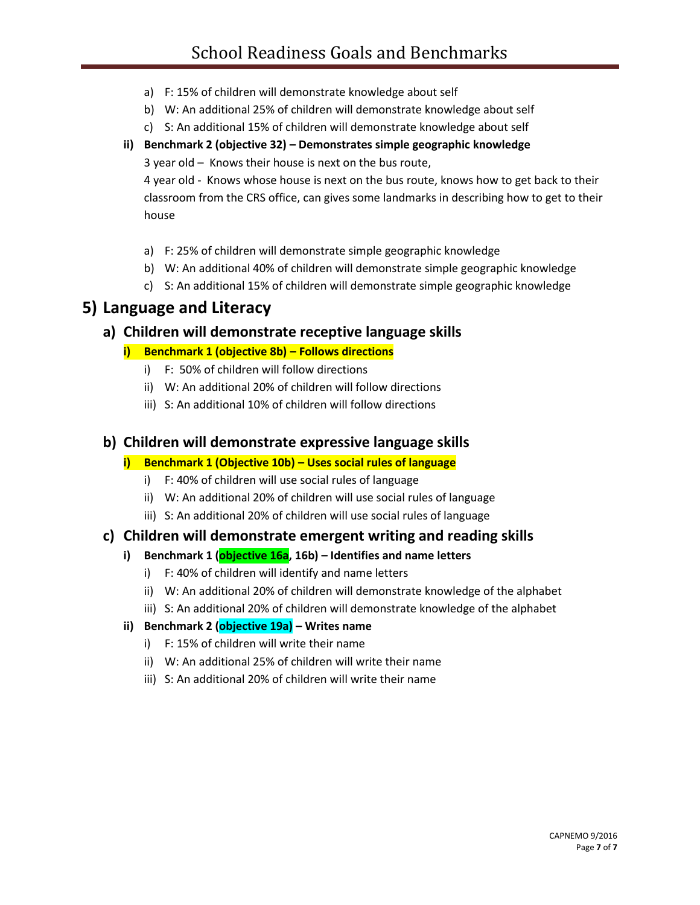a) F: 15% of children will demonstrate knowledge about self
b) W: An additional 25% of children will demonstrate knowledge about self
c) S: An additional 15% of children will demonstrate knowledge about self

**ii) Benchmark 2 (objective 32) – Demonstrates simple geographic knowledge**

3 year old – Knows their house is next on the bus route,

4 year old - Knows whose house is next on the bus route, knows how to get back to their classroom from the CRS office, can gives some landmarks in describing how to get to their house

a) F: 25% of children will demonstrate simple geographic knowledge
b) W: An additional 40% of children will demonstrate simple geographic knowledge
c) S: An additional 15% of children will demonstrate simple geographic knowledge

## 5) Language and Literacy

### a) Children will demonstrate receptive language skills

**i) Benchmark 1 (objective 8b) – Follows directions**

i) F: 50% of children will follow directions
ii) W: An additional 20% of children will follow directions
iii) S: An additional 10% of children will follow directions

### b) Children will demonstrate expressive language skills

**i) Benchmark 1 (Objective 10b) – Uses social rules of language**

i) F: 40% of children will use social rules of language
ii) W: An additional 20% of children will use social rules of language
iii) S: An additional 20% of children will use social rules of language

### c) Children will demonstrate emergent writing and reading skills

**i) Benchmark 1 (objective 16a, 16b) – Identifies and name letters**

i) F: 40% of children will identify and name letters
ii) W: An additional 20% of children will demonstrate knowledge of the alphabet
iii) S: An additional 20% of children will demonstrate knowledge of the alphabet

**ii) Benchmark 2 (objective 19a) – Writes name**

i) F: 15% of children will write their name
ii) W: An additional 25% of children will write their name
iii) S: An additional 20% of children will write their name

CAPNEMO 9/2016